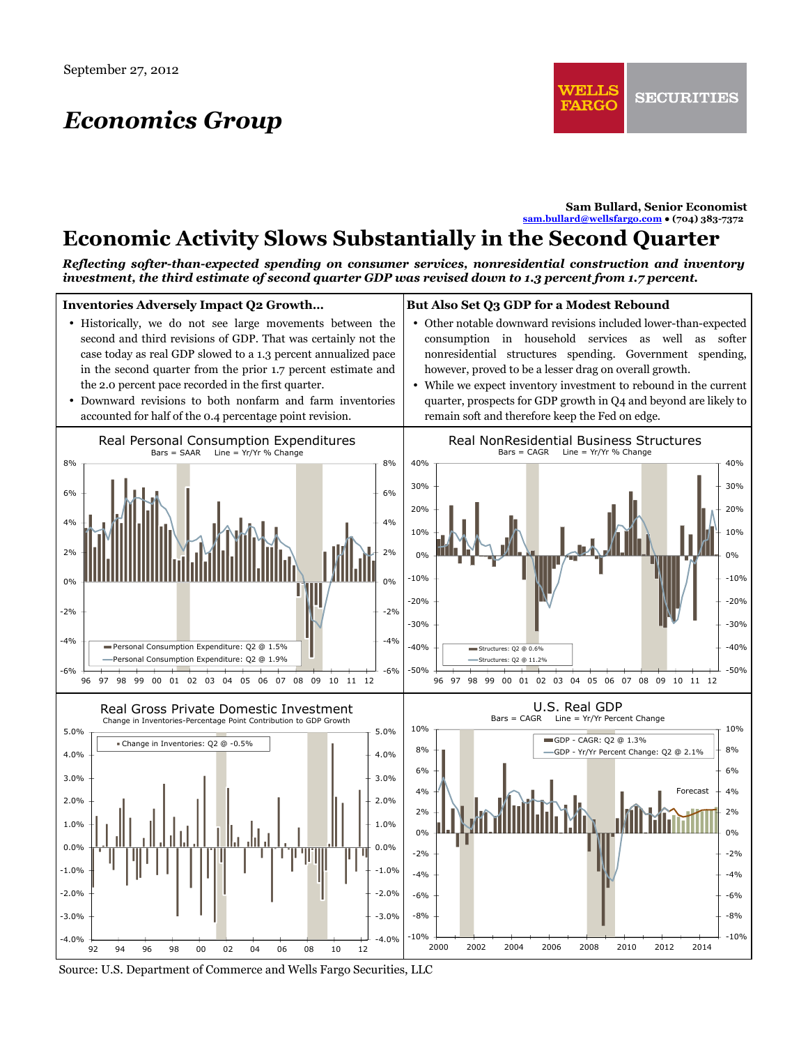September 27, 2012

# Economics Group

**Sam Bullard, Senior Economist**
sam.bullard@wellsfargo.com • (704) 383-7372

# Economic Activity Slows Substantially in the Second Quarter

***Reflecting softer-than-expected spending on consumer services, nonresidential construction and inventory investment, the third estimate of second quarter GDP was revised down to 1.3 percent from 1.7 percent.***

## Inventories Adversely Impact Q2 Growth…

- Historically, we do not see large movements between the second and third revisions of GDP. That was certainly not the case today as real GDP slowed to a 1.3 percent annualized pace in the second quarter from the prior 1.7 percent estimate and the 2.0 percent pace recorded in the first quarter.
- Downward revisions to both nonfarm and farm inventories accounted for half of the 0.4 percentage point revision.

## But Also Set Q3 GDP for a Modest Rebound

- Other notable downward revisions included lower-than-expected consumption in household services as well as softer nonresidential structures spending. Government spending, however, proved to be a lesser drag on overall growth.
- While we expect inventory investment to rebound in the current quarter, prospects for GDP growth in Q4 and beyond are likely to remain soft and therefore keep the Fed on edge.

**Real Personal Consumption Expenditures**
Bars = SAAR Line = Yr/Yr % Change
Personal Consumption Expenditure: Q2 @ 1.5%
Personal Consumption Expenditure: Q2 @ 1.9%

**Real NonResidential Business Structures**
Bars = CAGR Line = Yr/Yr % Change
Structures: Q2 @ 0.6%
Structures: Q2 @ 11.2%

**Real Gross Private Domestic Investment**
Change in Inventories-Percentage Point Contribution to GDP Growth
Change in Inventories: Q2 @ -0.5%

**U.S. Real GDP**
Bars = CAGR Line = Yr/Yr Percent Change
GDP - CAGR: Q2 @ 1.3%
GDP - Yr/Yr Percent Change: Q2 @ 2.1%
Forecast

Source: U.S. Department of Commerce and Wells Fargo Securities, LLC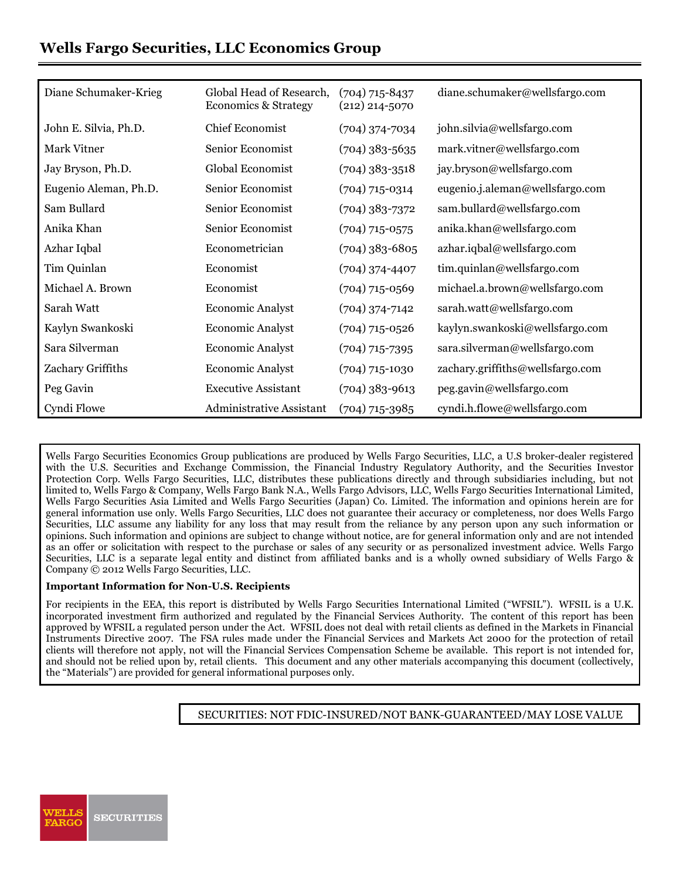## Wells Fargo Securities, LLC Economics Group

| | | | |
|---|---|---|---|
| Diane Schumaker-Krieg | Global Head of Research, Economics & Strategy | (704) 715-8437<br>(212) 214-5070 | diane.schumaker@wellsfargo.com |
| John E. Silvia, Ph.D. | Chief Economist | (704) 374-7034 | john.silvia@wellsfargo.com |
| Mark Vitner | Senior Economist | (704) 383-5635 | mark.vitner@wellsfargo.com |
| Jay Bryson, Ph.D. | Global Economist | (704) 383-3518 | jay.bryson@wellsfargo.com |
| Eugenio Aleman, Ph.D. | Senior Economist | (704) 715-0314 | eugenio.j.aleman@wellsfargo.com |
| Sam Bullard | Senior Economist | (704) 383-7372 | sam.bullard@wellsfargo.com |
| Anika Khan | Senior Economist | (704) 715-0575 | anika.khan@wellsfargo.com |
| Azhar Iqbal | Econometrician | (704) 383-6805 | azhar.iqbal@wellsfargo.com |
| Tim Quinlan | Economist | (704) 374-4407 | tim.quinlan@wellsfargo.com |
| Michael A. Brown | Economist | (704) 715-0569 | michael.a.brown@wellsfargo.com |
| Sarah Watt | Economic Analyst | (704) 374-7142 | sarah.watt@wellsfargo.com |
| Kaylyn Swankoski | Economic Analyst | (704) 715-0526 | kaylyn.swankoski@wellsfargo.com |
| Sara Silverman | Economic Analyst | (704) 715-7395 | sara.silverman@wellsfargo.com |
| Zachary Griffiths | Economic Analyst | (704) 715-1030 | zachary.griffiths@wellsfargo.com |
| Peg Gavin | Executive Assistant | (704) 383-9613 | peg.gavin@wellsfargo.com |
| Cyndi Flowe | Administrative Assistant | (704) 715-3985 | cyndi.h.flowe@wellsfargo.com |

Wells Fargo Securities Economics Group publications are produced by Wells Fargo Securities, LLC, a U.S broker-dealer registered with the U.S. Securities and Exchange Commission, the Financial Industry Regulatory Authority, and the Securities Investor Protection Corp. Wells Fargo Securities, LLC, distributes these publications directly and through subsidiaries including, but not limited to, Wells Fargo & Company, Wells Fargo Bank N.A., Wells Fargo Advisors, LLC, Wells Fargo Securities International Limited, Wells Fargo Securities Asia Limited and Wells Fargo Securities (Japan) Co. Limited. The information and opinions herein are for general information use only. Wells Fargo Securities, LLC does not guarantee their accuracy or completeness, nor does Wells Fargo Securities, LLC assume any liability for any loss that may result from the reliance by any person upon any such information or opinions. Such information and opinions are subject to change without notice, are for general information only and are not intended as an offer or solicitation with respect to the purchase or sales of any security or as personalized investment advice. Wells Fargo Securities, LLC is a separate legal entity and distinct from affiliated banks and is a wholly owned subsidiary of Wells Fargo & Company © 2012 Wells Fargo Securities, LLC.

**Important Information for Non-U.S. Recipients**

For recipients in the EEA, this report is distributed by Wells Fargo Securities International Limited ("WFSIL"). WFSIL is a U.K. incorporated investment firm authorized and regulated by the Financial Services Authority. The content of this report has been approved by WFSIL a regulated person under the Act. WFSIL does not deal with retail clients as defined in the Markets in Financial Instruments Directive 2007. The FSA rules made under the Financial Services and Markets Act 2000 for the protection of retail clients will therefore not apply, not will the Financial Services Compensation Scheme be available. This report is not intended for, and should not be relied upon by, retail clients. This document and any other materials accompanying this document (collectively, the "Materials") are provided for general informational purposes only.

SECURITIES: NOT FDIC-INSURED/NOT BANK-GUARANTEED/MAY LOSE VALUE

WELLS FARGO SECURITIES